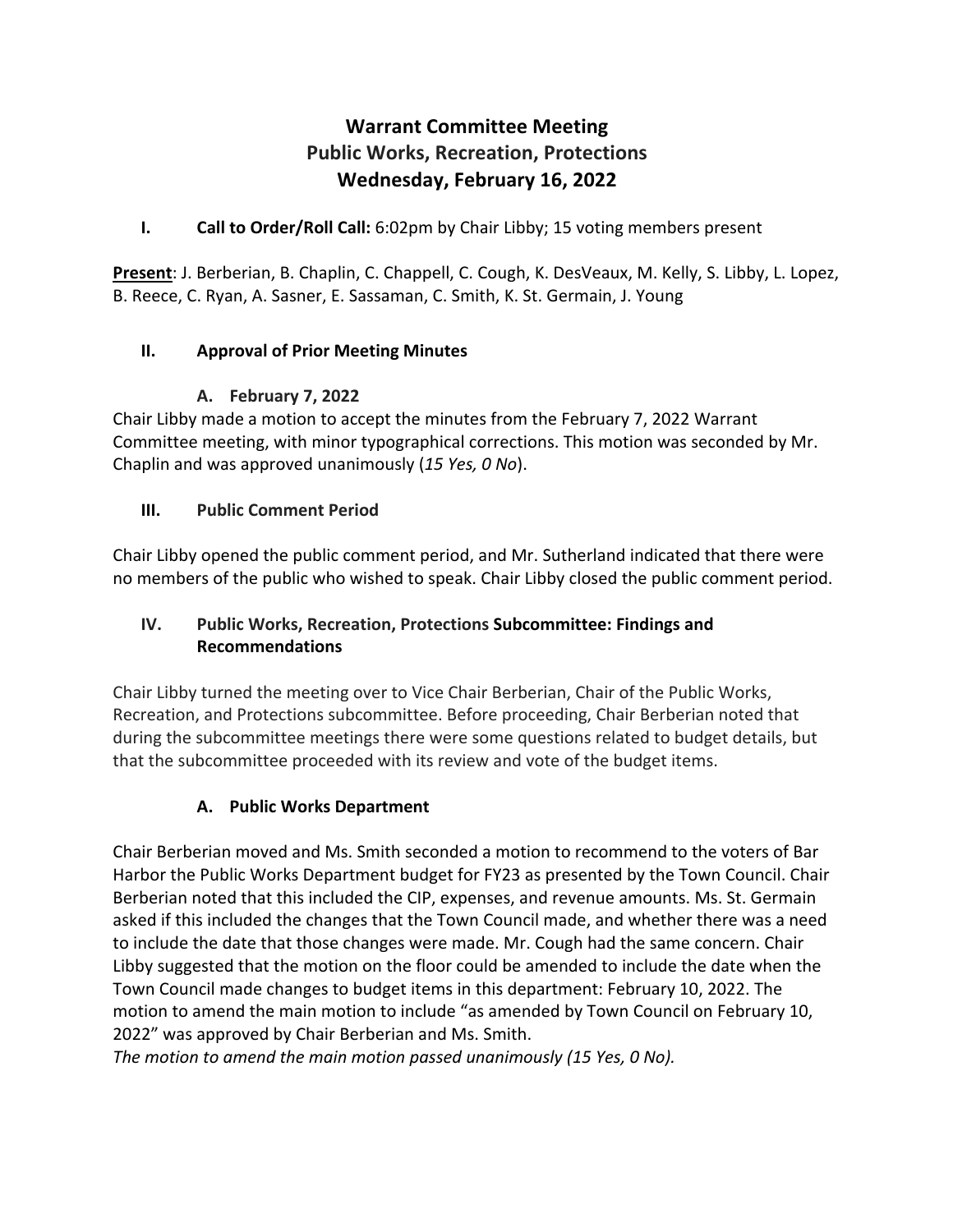# Warrant Committee Meeting
# Public Works, Recreation, Protections
# Wednesday, February 16, 2022

## I. Call to Order/Roll Call: 6:02pm by Chair Libby; 15 voting members present

**Present**: J. Berberian, B. Chaplin, C. Chappell, C. Cough, K. DesVeaux, M. Kelly, S. Libby, L. Lopez, B. Reece, C. Ryan, A. Sasner, E. Sassaman, C. Smith, K. St. Germain, J. Young

## II. Approval of Prior Meeting Minutes

### A. February 7, 2022

Chair Libby made a motion to accept the minutes from the February 7, 2022 Warrant Committee meeting, with minor typographical corrections. This motion was seconded by Mr. Chaplin and was approved unanimously (*15 Yes, 0 No*).

## III. Public Comment Period

Chair Libby opened the public comment period, and Mr. Sutherland indicated that there were no members of the public who wished to speak. Chair Libby closed the public comment period.

## IV. Public Works, Recreation, Protections Subcommittee: Findings and Recommendations

Chair Libby turned the meeting over to Vice Chair Berberian, Chair of the Public Works, Recreation, and Protections subcommittee. Before proceeding, Chair Berberian noted that during the subcommittee meetings there were some questions related to budget details, but that the subcommittee proceeded with its review and vote of the budget items.

### A. Public Works Department

Chair Berberian moved and Ms. Smith seconded a motion to recommend to the voters of Bar Harbor the Public Works Department budget for FY23 as presented by the Town Council. Chair Berberian noted that this included the CIP, expenses, and revenue amounts. Ms. St. Germain asked if this included the changes that the Town Council made, and whether there was a need to include the date that those changes were made. Mr. Cough had the same concern. Chair Libby suggested that the motion on the floor could be amended to include the date when the Town Council made changes to budget items in this department: February 10, 2022. The motion to amend the main motion to include "as amended by Town Council on February 10, 2022" was approved by Chair Berberian and Ms. Smith.

*The motion to amend the main motion passed unanimously (15 Yes, 0 No).*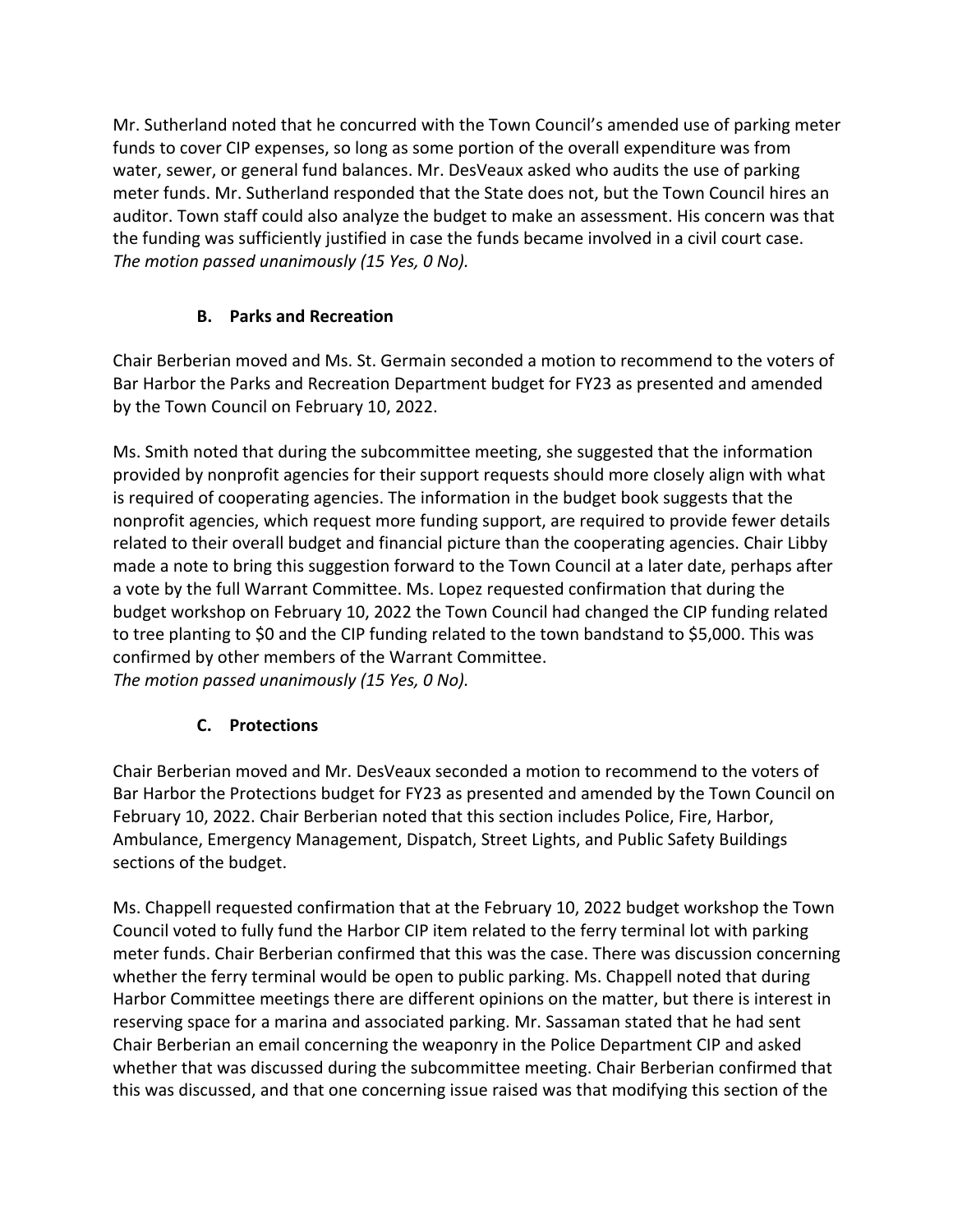Mr. Sutherland noted that he concurred with the Town Council's amended use of parking meter funds to cover CIP expenses, so long as some portion of the overall expenditure was from water, sewer, or general fund balances. Mr. DesVeaux asked who audits the use of parking meter funds. Mr. Sutherland responded that the State does not, but the Town Council hires an auditor. Town staff could also analyze the budget to make an assessment. His concern was that the funding was sufficiently justified in case the funds became involved in a civil court case.
*The motion passed unanimously (15 Yes, 0 No).*

### B. Parks and Recreation

Chair Berberian moved and Ms. St. Germain seconded a motion to recommend to the voters of Bar Harbor the Parks and Recreation Department budget for FY23 as presented and amended by the Town Council on February 10, 2022.

Ms. Smith noted that during the subcommittee meeting, she suggested that the information provided by nonprofit agencies for their support requests should more closely align with what is required of cooperating agencies. The information in the budget book suggests that the nonprofit agencies, which request more funding support, are required to provide fewer details related to their overall budget and financial picture than the cooperating agencies. Chair Libby made a note to bring this suggestion forward to the Town Council at a later date, perhaps after a vote by the full Warrant Committee. Ms. Lopez requested confirmation that during the budget workshop on February 10, 2022 the Town Council had changed the CIP funding related to tree planting to $0 and the CIP funding related to the town bandstand to $5,000. This was confirmed by other members of the Warrant Committee.
*The motion passed unanimously (15 Yes, 0 No).*

### C. Protections

Chair Berberian moved and Mr. DesVeaux seconded a motion to recommend to the voters of Bar Harbor the Protections budget for FY23 as presented and amended by the Town Council on February 10, 2022. Chair Berberian noted that this section includes Police, Fire, Harbor, Ambulance, Emergency Management, Dispatch, Street Lights, and Public Safety Buildings sections of the budget.

Ms. Chappell requested confirmation that at the February 10, 2022 budget workshop the Town Council voted to fully fund the Harbor CIP item related to the ferry terminal lot with parking meter funds. Chair Berberian confirmed that this was the case. There was discussion concerning whether the ferry terminal would be open to public parking. Ms. Chappell noted that during Harbor Committee meetings there are different opinions on the matter, but there is interest in reserving space for a marina and associated parking. Mr. Sassaman stated that he had sent Chair Berberian an email concerning the weaponry in the Police Department CIP and asked whether that was discussed during the subcommittee meeting. Chair Berberian confirmed that this was discussed, and that one concerning issue raised was that modifying this section of the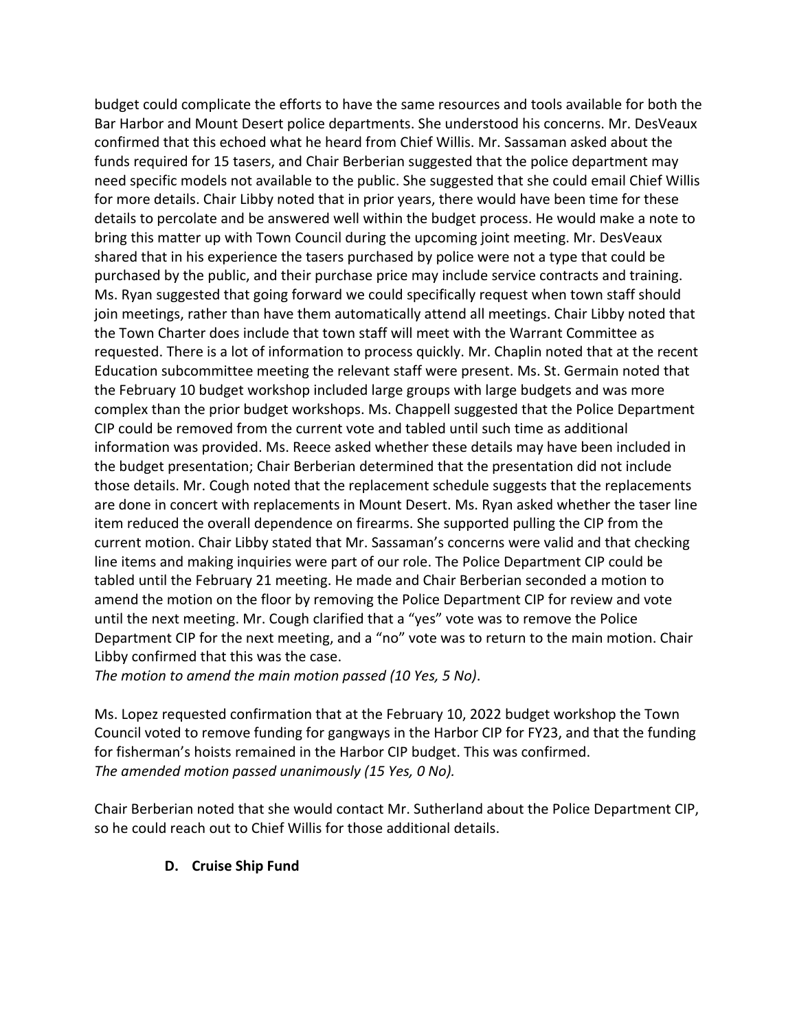budget could complicate the efforts to have the same resources and tools available for both the Bar Harbor and Mount Desert police departments. She understood his concerns. Mr. DesVeaux confirmed that this echoed what he heard from Chief Willis. Mr. Sassaman asked about the funds required for 15 tasers, and Chair Berberian suggested that the police department may need specific models not available to the public. She suggested that she could email Chief Willis for more details. Chair Libby noted that in prior years, there would have been time for these details to percolate and be answered well within the budget process. He would make a note to bring this matter up with Town Council during the upcoming joint meeting. Mr. DesVeaux shared that in his experience the tasers purchased by police were not a type that could be purchased by the public, and their purchase price may include service contracts and training. Ms. Ryan suggested that going forward we could specifically request when town staff should join meetings, rather than have them automatically attend all meetings. Chair Libby noted that the Town Charter does include that town staff will meet with the Warrant Committee as requested. There is a lot of information to process quickly. Mr. Chaplin noted that at the recent Education subcommittee meeting the relevant staff were present. Ms. St. Germain noted that the February 10 budget workshop included large groups with large budgets and was more complex than the prior budget workshops. Ms. Chappell suggested that the Police Department CIP could be removed from the current vote and tabled until such time as additional information was provided. Ms. Reece asked whether these details may have been included in the budget presentation; Chair Berberian determined that the presentation did not include those details. Mr. Cough noted that the replacement schedule suggests that the replacements are done in concert with replacements in Mount Desert. Ms. Ryan asked whether the taser line item reduced the overall dependence on firearms. She supported pulling the CIP from the current motion. Chair Libby stated that Mr. Sassaman's concerns were valid and that checking line items and making inquiries were part of our role. The Police Department CIP could be tabled until the February 21 meeting. He made and Chair Berberian seconded a motion to amend the motion on the floor by removing the Police Department CIP for review and vote until the next meeting. Mr. Cough clarified that a "yes" vote was to remove the Police Department CIP for the next meeting, and a "no" vote was to return to the main motion. Chair Libby confirmed that this was the case.
*The motion to amend the main motion passed (10 Yes, 5 No).*

Ms. Lopez requested confirmation that at the February 10, 2022 budget workshop the Town Council voted to remove funding for gangways in the Harbor CIP for FY23, and that the funding for fisherman's hoists remained in the Harbor CIP budget. This was confirmed.
*The amended motion passed unanimously (15 Yes, 0 No).*

Chair Berberian noted that she would contact Mr. Sutherland about the Police Department CIP, so he could reach out to Chief Willis for those additional details.

**D. Cruise Ship Fund**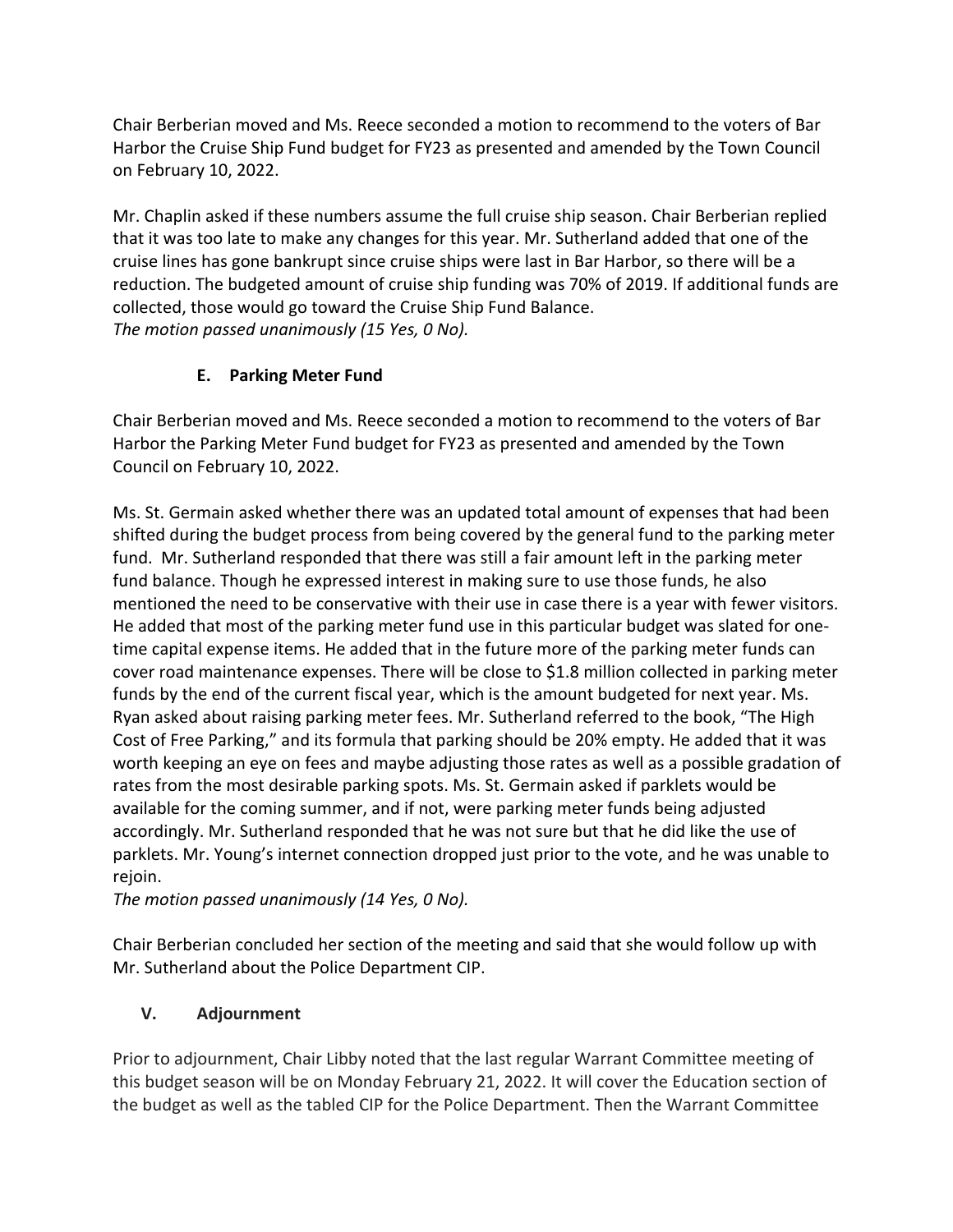Chair Berberian moved and Ms. Reece seconded a motion to recommend to the voters of Bar Harbor the Cruise Ship Fund budget for FY23 as presented and amended by the Town Council on February 10, 2022.

Mr. Chaplin asked if these numbers assume the full cruise ship season. Chair Berberian replied that it was too late to make any changes for this year. Mr. Sutherland added that one of the cruise lines has gone bankrupt since cruise ships were last in Bar Harbor, so there will be a reduction. The budgeted amount of cruise ship funding was 70% of 2019. If additional funds are collected, those would go toward the Cruise Ship Fund Balance.
*The motion passed unanimously (15 Yes, 0 No).*

### E. Parking Meter Fund

Chair Berberian moved and Ms. Reece seconded a motion to recommend to the voters of Bar Harbor the Parking Meter Fund budget for FY23 as presented and amended by the Town Council on February 10, 2022.

Ms. St. Germain asked whether there was an updated total amount of expenses that had been shifted during the budget process from being covered by the general fund to the parking meter fund. Mr. Sutherland responded that there was still a fair amount left in the parking meter fund balance. Though he expressed interest in making sure to use those funds, he also mentioned the need to be conservative with their use in case there is a year with fewer visitors. He added that most of the parking meter fund use in this particular budget was slated for one-time capital expense items. He added that in the future more of the parking meter funds can cover road maintenance expenses. There will be close to $1.8 million collected in parking meter funds by the end of the current fiscal year, which is the amount budgeted for next year. Ms. Ryan asked about raising parking meter fees. Mr. Sutherland referred to the book, "The High Cost of Free Parking," and its formula that parking should be 20% empty. He added that it was worth keeping an eye on fees and maybe adjusting those rates as well as a possible gradation of rates from the most desirable parking spots. Ms. St. Germain asked if parklets would be available for the coming summer, and if not, were parking meter funds being adjusted accordingly. Mr. Sutherland responded that he was not sure but that he did like the use of parklets. Mr. Young's internet connection dropped just prior to the vote, and he was unable to rejoin.
*The motion passed unanimously (14 Yes, 0 No).*

Chair Berberian concluded her section of the meeting and said that she would follow up with Mr. Sutherland about the Police Department CIP.

## V. Adjournment

Prior to adjournment, Chair Libby noted that the last regular Warrant Committee meeting of this budget season will be on Monday February 21, 2022. It will cover the Education section of the budget as well as the tabled CIP for the Police Department. Then the Warrant Committee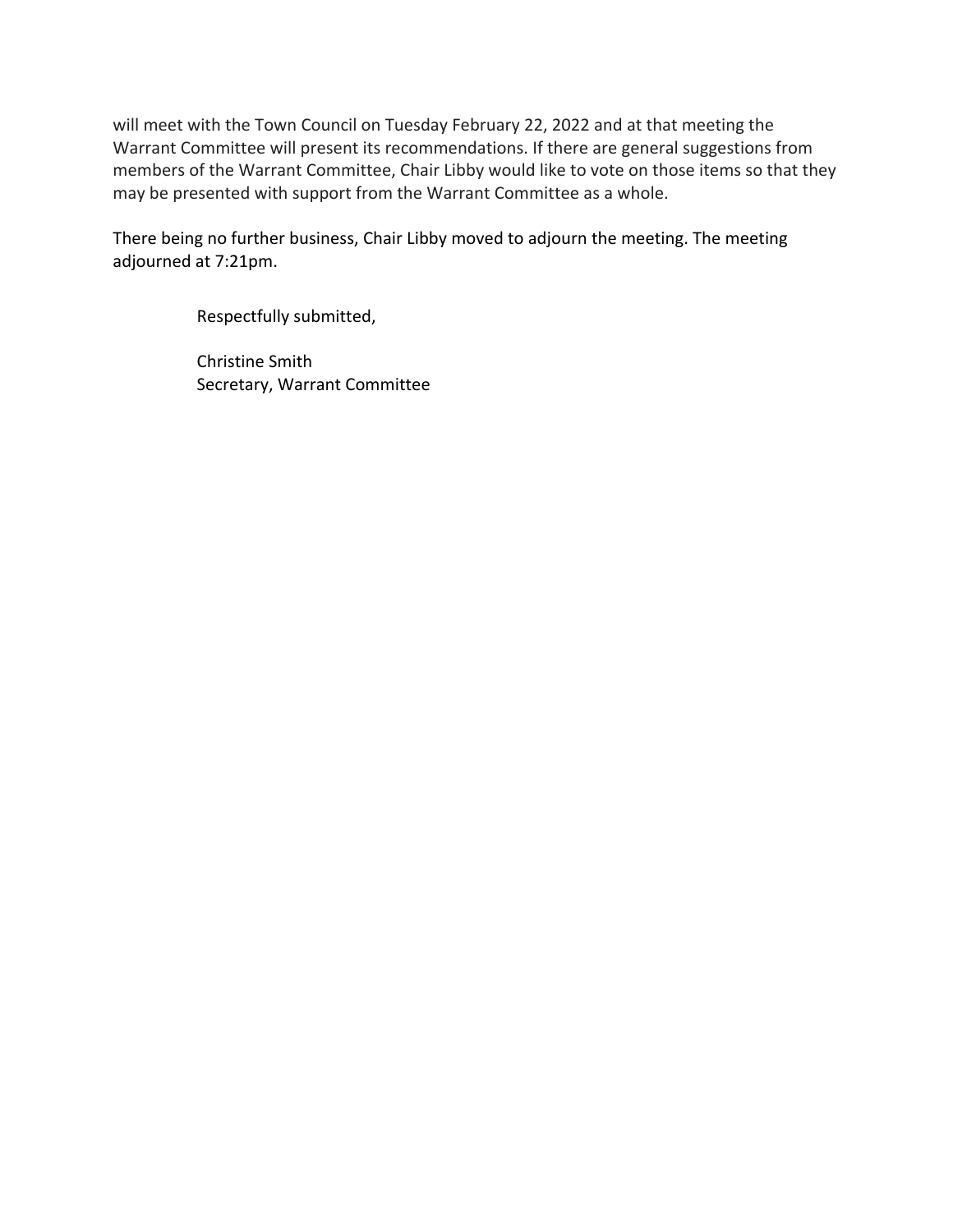will meet with the Town Council on Tuesday February 22, 2022 and at that meeting the Warrant Committee will present its recommendations. If there are general suggestions from members of the Warrant Committee, Chair Libby would like to vote on those items so that they may be presented with support from the Warrant Committee as a whole.

There being no further business, Chair Libby moved to adjourn the meeting. The meeting adjourned at 7:21pm.

Respectfully submitted,

Christine Smith
Secretary, Warrant Committee